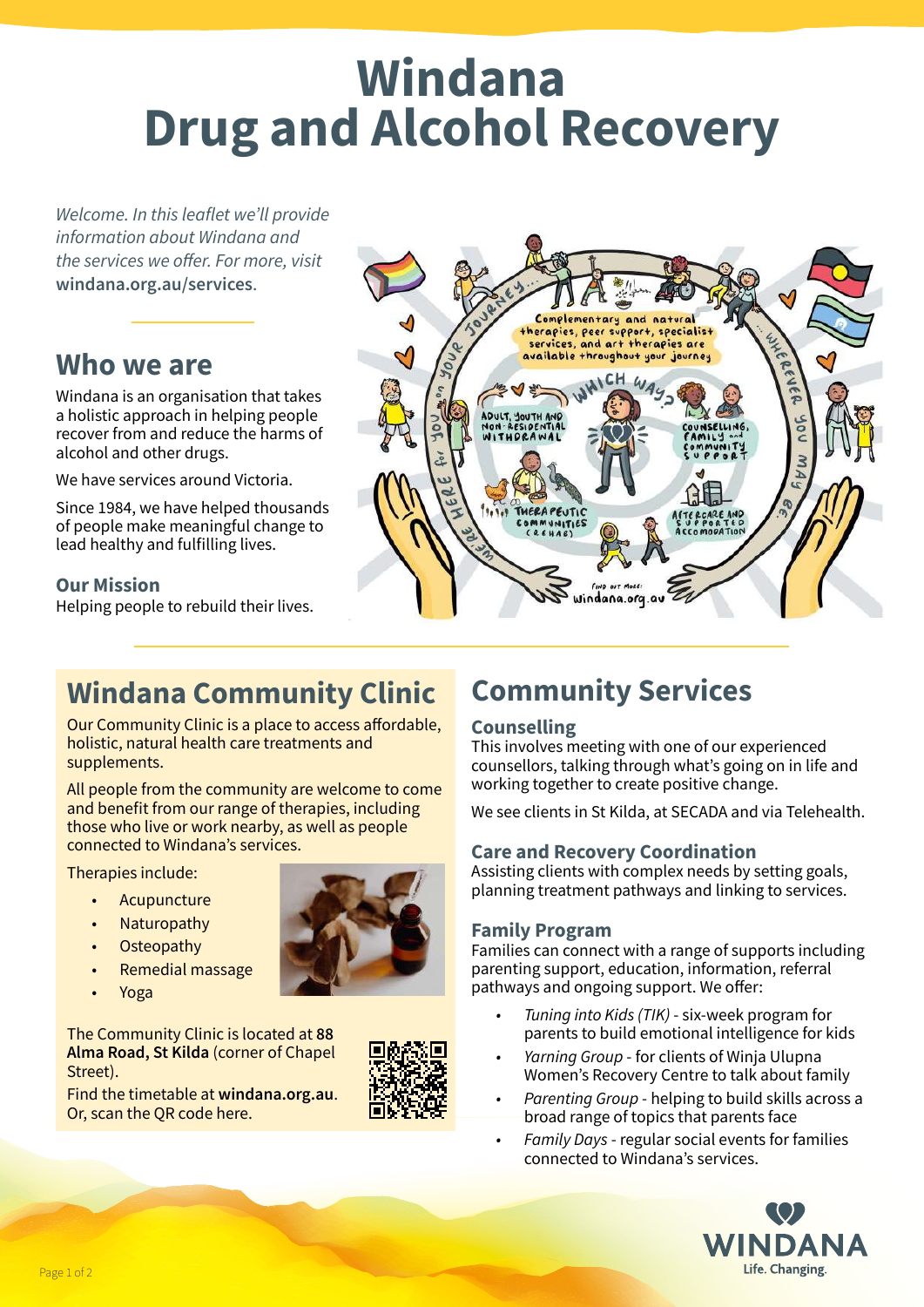# Windana Drug and Alcohol Recovery

*Welcome. In this leaflet we'll provide information about Windana and the services we offer. For more, visit* **windana.org.au/services**.

## Who we are

Windana is an organisation that takes a holistic approach in helping people recover from and reduce the harms of alcohol and other drugs.

We have services around Victoria.

Since 1984, we have helped thousands of people make meaningful change to lead healthy and fulfilling lives.

### Our Mission

Helping people to rebuild their lives.

## Windana Community Clinic

Our Community Clinic is a place to access affordable, holistic, natural health care treatments and supplements.

All people from the community are welcome to come and benefit from our range of therapies, including those who live or work nearby, as well as people connected to Windana's services.

Therapies include:

- Acupuncture
- Naturopathy
- Osteopathy
- Remedial massage
- Yoga

The Community Clinic is located at **88 Alma Road, St Kilda** (corner of Chapel Street).

Find the timetable at **windana.org.au**. Or, scan the QR code here.

## Community Services

### Counselling

This involves meeting with one of our experienced counsellors, talking through what's going on in life and working together to create positive change.

We see clients in St Kilda, at SECADA and via Telehealth.

### Care and Recovery Coordination

Assisting clients with complex needs by setting goals, planning treatment pathways and linking to services.

### Family Program

Families can connect with a range of supports including parenting support, education, information, referral pathways and ongoing support. We offer:

- *Tuning into Kids (TIK)* - six-week program for parents to build emotional intelligence for kids
- *Yarning Group* - for clients of Winja Ulupna Women's Recovery Centre to talk about family
- *Parenting Group* - helping to build skills across a broad range of topics that parents face
- *Family Days* - regular social events for families connected to Windana's services.

WINDANA
Life. Changing.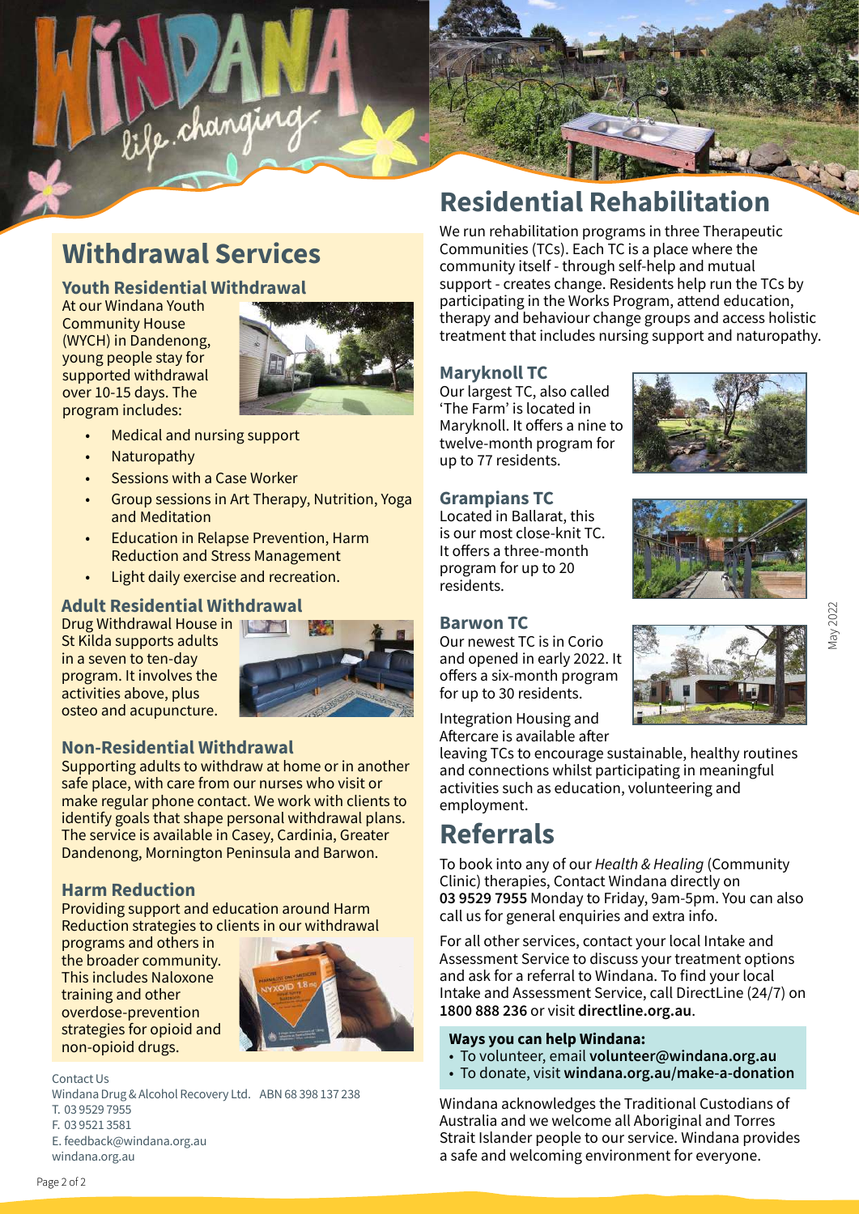## Withdrawal Services

### Youth Residential Withdrawal

At our Windana Youth Community House (WYCH) in Dandenong, young people stay for supported withdrawal over 10-15 days. The program includes:

- Medical and nursing support
- Naturopathy
- Sessions with a Case Worker
- Group sessions in Art Therapy, Nutrition, Yoga and Meditation
- Education in Relapse Prevention, Harm Reduction and Stress Management
- Light daily exercise and recreation.

### Adult Residential Withdrawal

Drug Withdrawal House in St Kilda supports adults in a seven to ten-day program. It involves the activities above, plus osteo and acupuncture.

### Non-Residential Withdrawal

Supporting adults to withdraw at home or in another safe place, with care from our nurses who visit or make regular phone contact. We work with clients to identify goals that shape personal withdrawal plans. The service is available in Casey, Cardinia, Greater Dandenong, Mornington Peninsula and Barwon.

### Harm Reduction

Providing support and education around Harm Reduction strategies to clients in our withdrawal programs and others in the broader community. This includes Naloxone training and other overdose-prevention strategies for opioid and non-opioid drugs.

Contact Us
Windana Drug & Alcohol Recovery Ltd. ABN 68 398 137 238
T. 03 9529 7955
F. 03 9521 3581
E. feedback@windana.org.au
windana.org.au

## Residential Rehabilitation

We run rehabilitation programs in three Therapeutic Communities (TCs). Each TC is a place where the community itself - through self-help and mutual support - creates change. Residents help run the TCs by participating in the Works Program, attend education, therapy and behaviour change groups and access holistic treatment that includes nursing support and naturopathy.

### Maryknoll TC

Our largest TC, also called 'The Farm' is located in Maryknoll. It offers a nine to twelve-month program for up to 77 residents.

### Grampians TC

Located in Ballarat, this is our most close-knit TC. It offers a three-month program for up to 20 residents.

### Barwon TC

Our newest TC is in Corio and opened in early 2022. It offers a six-month program for up to 30 residents.

Integration Housing and Aftercare is available after leaving TCs to encourage sustainable, healthy routines and connections whilst participating in meaningful activities such as education, volunteering and employment.

## Referrals

To book into any of our *Health & Healing* (Community Clinic) therapies, Contact Windana directly on **03 9529 7955** Monday to Friday, 9am-5pm. You can also call us for general enquiries and extra info.

For all other services, contact your local Intake and Assessment Service to discuss your treatment options and ask for a referral to Windana. To find your local Intake and Assessment Service, call DirectLine (24/7) on **1800 888 236** or visit **directline.org.au**.

**Ways you can help Windana:**

- To volunteer, email **volunteer@windana.org.au**
- To donate, visit **windana.org.au/make-a-donation**

Windana acknowledges the Traditional Custodians of Australia and we welcome all Aboriginal and Torres Strait Islander people to our service. Windana provides a safe and welcoming environment for everyone.

May 2022